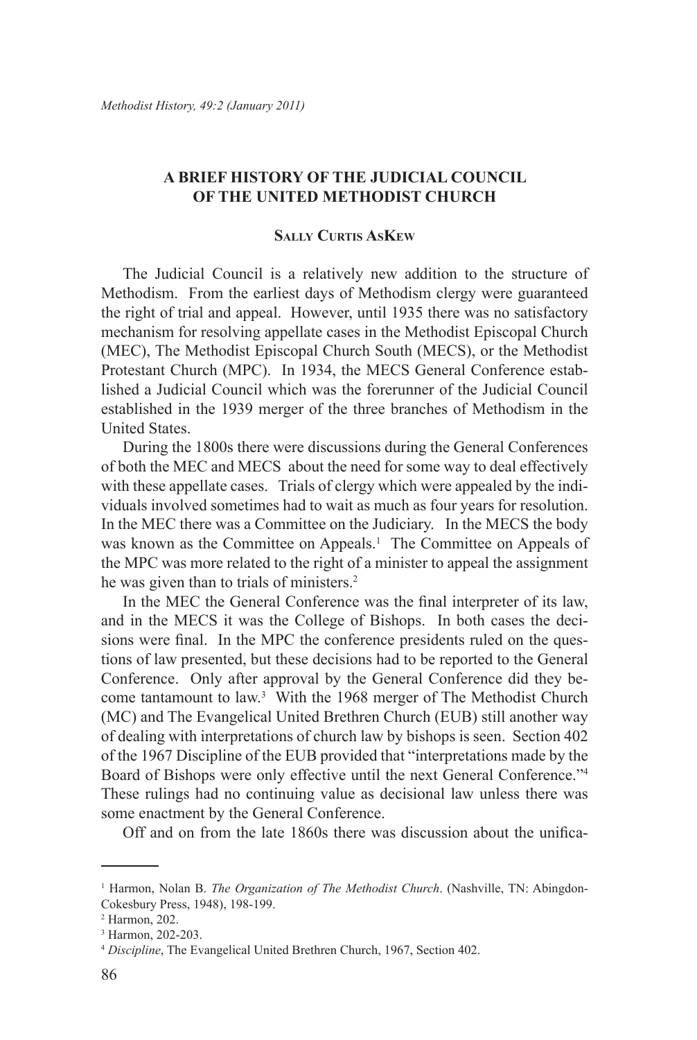# A BRIEF HISTORY OF THE JUDICIAL COUNCIL OF THE UNITED METHODIST CHURCH

### Sally Curtis AsKew

The Judicial Council is a relatively new addition to the structure of Methodism. From the earliest days of Methodism clergy were guaranteed the right of trial and appeal. However, until 1935 there was no satisfactory mechanism for resolving appellate cases in the Methodist Episcopal Church (MEC), The Methodist Episcopal Church South (MECS), or the Methodist Protestant Church (MPC). In 1934, the MECS General Conference established a Judicial Council which was the forerunner of the Judicial Council established in the 1939 merger of the three branches of Methodism in the United States.

During the 1800s there were discussions during the General Conferences of both the MEC and MECS about the need for some way to deal effectively with these appellate cases. Trials of clergy which were appealed by the individuals involved sometimes had to wait as much as four years for resolution. In the MEC there was a Committee on the Judiciary. In the MECS the body was known as the Committee on Appeals.[1] The Committee on Appeals of the MPC was more related to the right of a minister to appeal the assignment he was given than to trials of ministers.[2]

In the MEC the General Conference was the final interpreter of its law, and in the MECS it was the College of Bishops. In both cases the decisions were final. In the MPC the conference presidents ruled on the questions of law presented, but these decisions had to be reported to the General Conference. Only after approval by the General Conference did they become tantamount to law.[3] With the 1968 merger of The Methodist Church (MC) and The Evangelical United Brethren Church (EUB) still another way of dealing with interpretations of church law by bishops is seen. Section 402 of the 1967 Discipline of the EUB provided that "interpretations made by the Board of Bishops were only effective until the next General Conference."[4] These rulings had no continuing value as decisional law unless there was some enactment by the General Conference.

Off and on from the late 1860s there was discussion about the unifica-

---

[1] Harmon, Nolan B. *The Organization of The Methodist Church*. (Nashville, TN: Abingdon-Cokesbury Press, 1948), 198-199.

[2] Harmon, 202.

[3] Harmon, 202-203.

[4] *Discipline*, The Evangelical United Brethren Church, 1967, Section 402.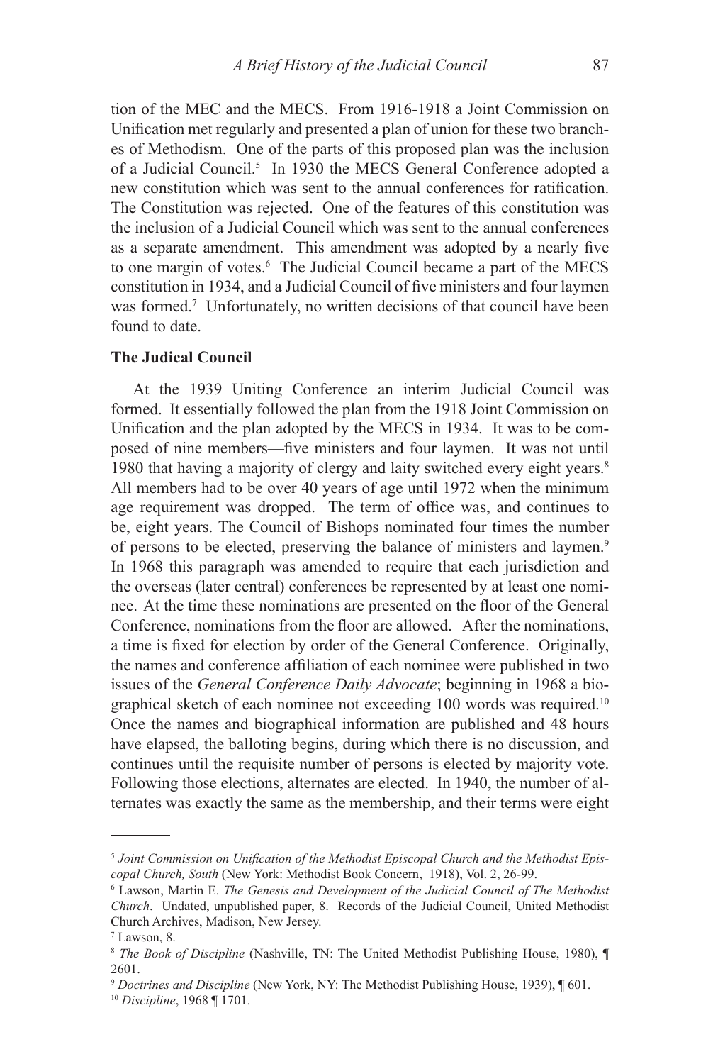tion of the MEC and the MECS. From 1916-1918 a Joint Commission on Unification met regularly and presented a plan of union for these two branches of Methodism. One of the parts of this proposed plan was the inclusion of a Judicial Council.[5] In 1930 the MECS General Conference adopted a new constitution which was sent to the annual conferences for ratification. The Constitution was rejected. One of the features of this constitution was the inclusion of a Judicial Council which was sent to the annual conferences as a separate amendment. This amendment was adopted by a nearly five to one margin of votes.[6] The Judicial Council became a part of the MECS constitution in 1934, and a Judicial Council of five ministers and four laymen was formed.[7] Unfortunately, no written decisions of that council have been found to date.

**The Judical Council**

At the 1939 Uniting Conference an interim Judicial Council was formed. It essentially followed the plan from the 1918 Joint Commission on Unification and the plan adopted by the MECS in 1934. It was to be composed of nine members—five ministers and four laymen. It was not until 1980 that having a majority of clergy and laity switched every eight years.[8] All members had to be over 40 years of age until 1972 when the minimum age requirement was dropped. The term of office was, and continues to be, eight years. The Council of Bishops nominated four times the number of persons to be elected, preserving the balance of ministers and laymen.[9] In 1968 this paragraph was amended to require that each jurisdiction and the overseas (later central) conferences be represented by at least one nominee. At the time these nominations are presented on the floor of the General Conference, nominations from the floor are allowed. After the nominations, a time is fixed for election by order of the General Conference. Originally, the names and conference affiliation of each nominee were published in two issues of the *General Conference Daily Advocate*; beginning in 1968 a biographical sketch of each nominee not exceeding 100 words was required.[10] Once the names and biographical information are published and 48 hours have elapsed, the balloting begins, during which there is no discussion, and continues until the requisite number of persons is elected by majority vote. Following those elections, alternates are elected. In 1940, the number of alternates was exactly the same as the membership, and their terms were eight

---

[5] *Joint Commission on Unification of the Methodist Episcopal Church and the Methodist Episcopal Church, South* (New York: Methodist Book Concern, 1918), Vol. 2, 26-99.

[6] Lawson, Martin E. *The Genesis and Development of the Judicial Council of The Methodist Church*. Undated, unpublished paper, 8. Records of the Judicial Council, United Methodist Church Archives, Madison, New Jersey.

[7] Lawson, 8.

[8] *The Book of Discipline* (Nashville, TN: The United Methodist Publishing House, 1980), ¶ 2601.

[9] *Doctrines and Discipline* (New York, NY: The Methodist Publishing House, 1939), ¶ 601.

[10] *Discipline*, 1968 ¶ 1701.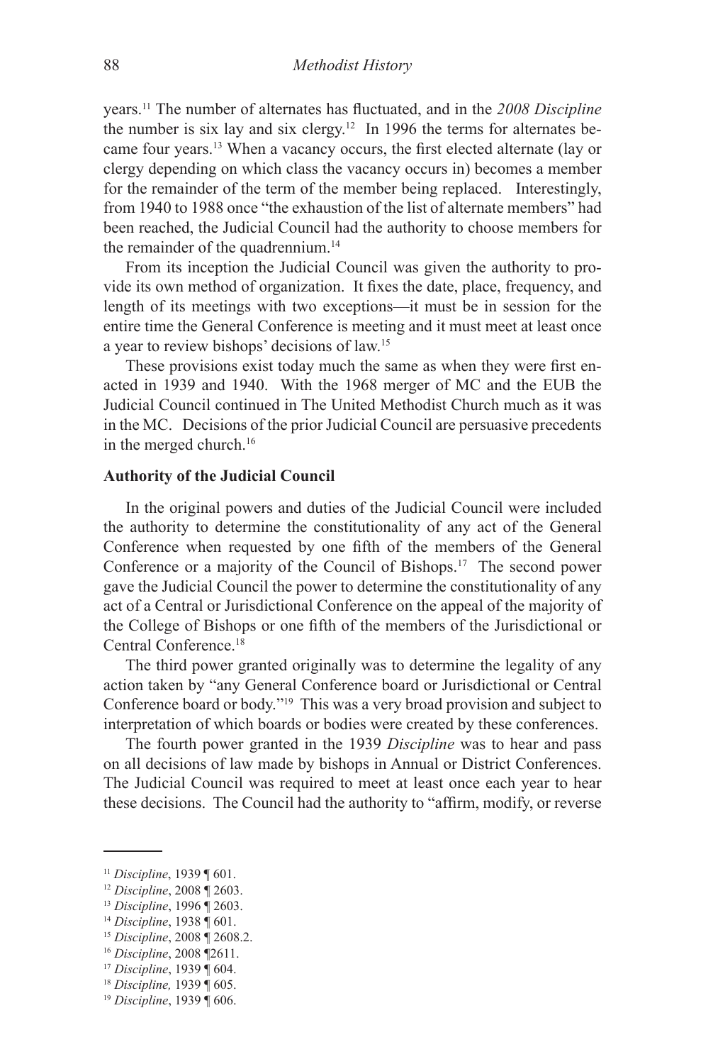years.[11] The number of alternates has fluctuated, and in the *2008 Discipline* the number is six lay and six clergy.[12] In 1996 the terms for alternates became four years.[13] When a vacancy occurs, the first elected alternate (lay or clergy depending on which class the vacancy occurs in) becomes a member for the remainder of the term of the member being replaced. Interestingly, from 1940 to 1988 once "the exhaustion of the list of alternate members" had been reached, the Judicial Council had the authority to choose members for the remainder of the quadrennium.[14]

From its inception the Judicial Council was given the authority to provide its own method of organization. It fixes the date, place, frequency, and length of its meetings with two exceptions—it must be in session for the entire time the General Conference is meeting and it must meet at least once a year to review bishops' decisions of law.[15]

These provisions exist today much the same as when they were first enacted in 1939 and 1940. With the 1968 merger of MC and the EUB the Judicial Council continued in The United Methodist Church much as it was in the MC. Decisions of the prior Judicial Council are persuasive precedents in the merged church.[16]

**Authority of the Judicial Council**

In the original powers and duties of the Judicial Council were included the authority to determine the constitutionality of any act of the General Conference when requested by one fifth of the members of the General Conference or a majority of the Council of Bishops.[17] The second power gave the Judicial Council the power to determine the constitutionality of any act of a Central or Jurisdictional Conference on the appeal of the majority of the College of Bishops or one fifth of the members of the Jurisdictional or Central Conference.[18]

The third power granted originally was to determine the legality of any action taken by "any General Conference board or Jurisdictional or Central Conference board or body."[19] This was a very broad provision and subject to interpretation of which boards or bodies were created by these conferences.

The fourth power granted in the 1939 *Discipline* was to hear and pass on all decisions of law made by bishops in Annual or District Conferences. The Judicial Council was required to meet at least once each year to hear these decisions. The Council had the authority to "affirm, modify, or reverse

---

[11] *Discipline*, 1939 ¶ 601.

[12] *Discipline*, 2008 ¶ 2603.

[13] *Discipline*, 1996 ¶ 2603.

[14] *Discipline*, 1938 ¶ 601.

[15] *Discipline*, 2008 ¶ 2608.2.

[16] *Discipline*, 2008 ¶2611.

[17] *Discipline*, 1939 ¶ 604.

[18] *Discipline,* 1939 ¶ 605.

[19] *Discipline*, 1939 ¶ 606.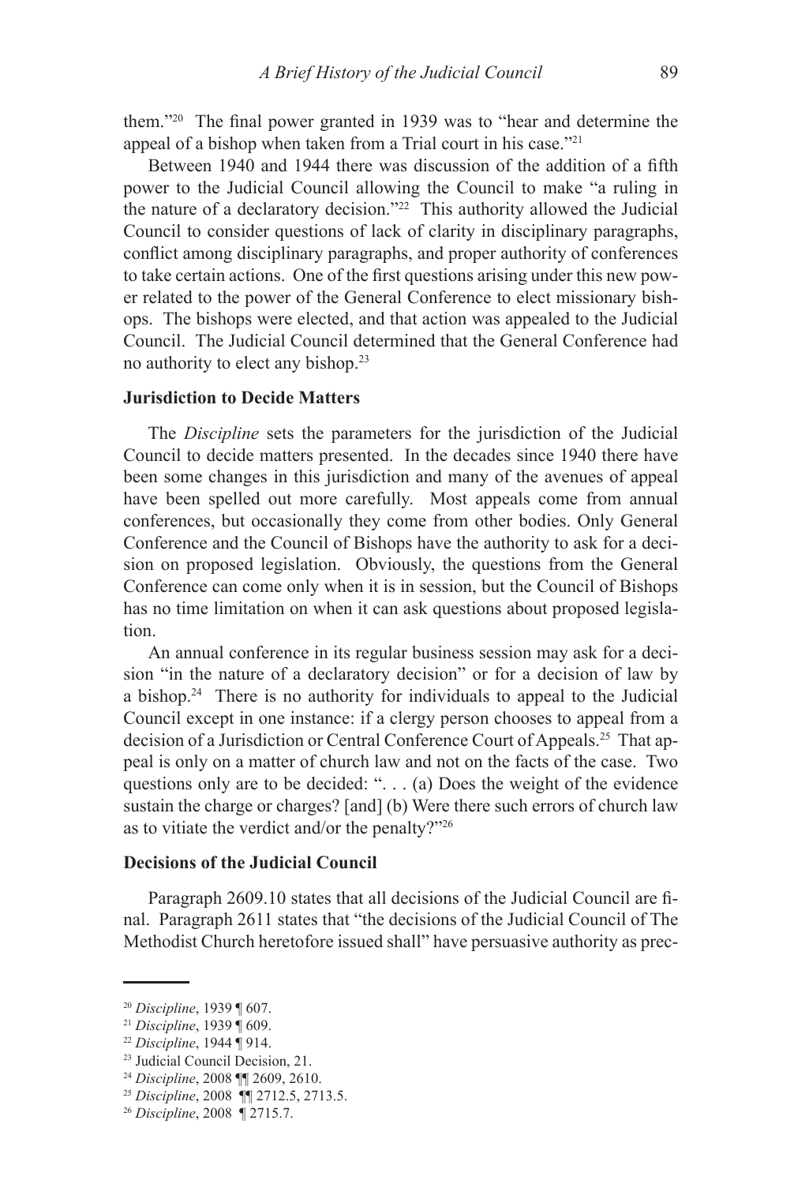them."[20] The final power granted in 1939 was to "hear and determine the appeal of a bishop when taken from a Trial court in his case."[21]

Between 1940 and 1944 there was discussion of the addition of a fifth power to the Judicial Council allowing the Council to make "a ruling in the nature of a declaratory decision."[22] This authority allowed the Judicial Council to consider questions of lack of clarity in disciplinary paragraphs, conflict among disciplinary paragraphs, and proper authority of conferences to take certain actions. One of the first questions arising under this new power related to the power of the General Conference to elect missionary bishops. The bishops were elected, and that action was appealed to the Judicial Council. The Judicial Council determined that the General Conference had no authority to elect any bishop.[23]

**Jurisdiction to Decide Matters**

The *Discipline* sets the parameters for the jurisdiction of the Judicial Council to decide matters presented. In the decades since 1940 there have been some changes in this jurisdiction and many of the avenues of appeal have been spelled out more carefully. Most appeals come from annual conferences, but occasionally they come from other bodies. Only General Conference and the Council of Bishops have the authority to ask for a decision on proposed legislation. Obviously, the questions from the General Conference can come only when it is in session, but the Council of Bishops has no time limitation on when it can ask questions about proposed legislation.

An annual conference in its regular business session may ask for a decision "in the nature of a declaratory decision" or for a decision of law by a bishop.[24] There is no authority for individuals to appeal to the Judicial Council except in one instance: if a clergy person chooses to appeal from a decision of a Jurisdiction or Central Conference Court of Appeals.[25] That appeal is only on a matter of church law and not on the facts of the case. Two questions only are to be decided: ". . . (a) Does the weight of the evidence sustain the charge or charges? [and] (b) Were there such errors of church law as to vitiate the verdict and/or the penalty?"[26]

**Decisions of the Judicial Council**

Paragraph 2609.10 states that all decisions of the Judicial Council are final. Paragraph 2611 states that "the decisions of the Judicial Council of The Methodist Church heretofore issued shall" have persuasive authority as prec-

---

[20] *Discipline*, 1939 ¶ 607.

[21] *Discipline*, 1939 ¶ 609.

[22] *Discipline*, 1944 ¶ 914.

[23] Judicial Council Decision, 21.

[24] *Discipline*, 2008 ¶¶ 2609, 2610.

[25] *Discipline*, 2008 ¶¶ 2712.5, 2713.5.

[26] *Discipline*, 2008 ¶ 2715.7.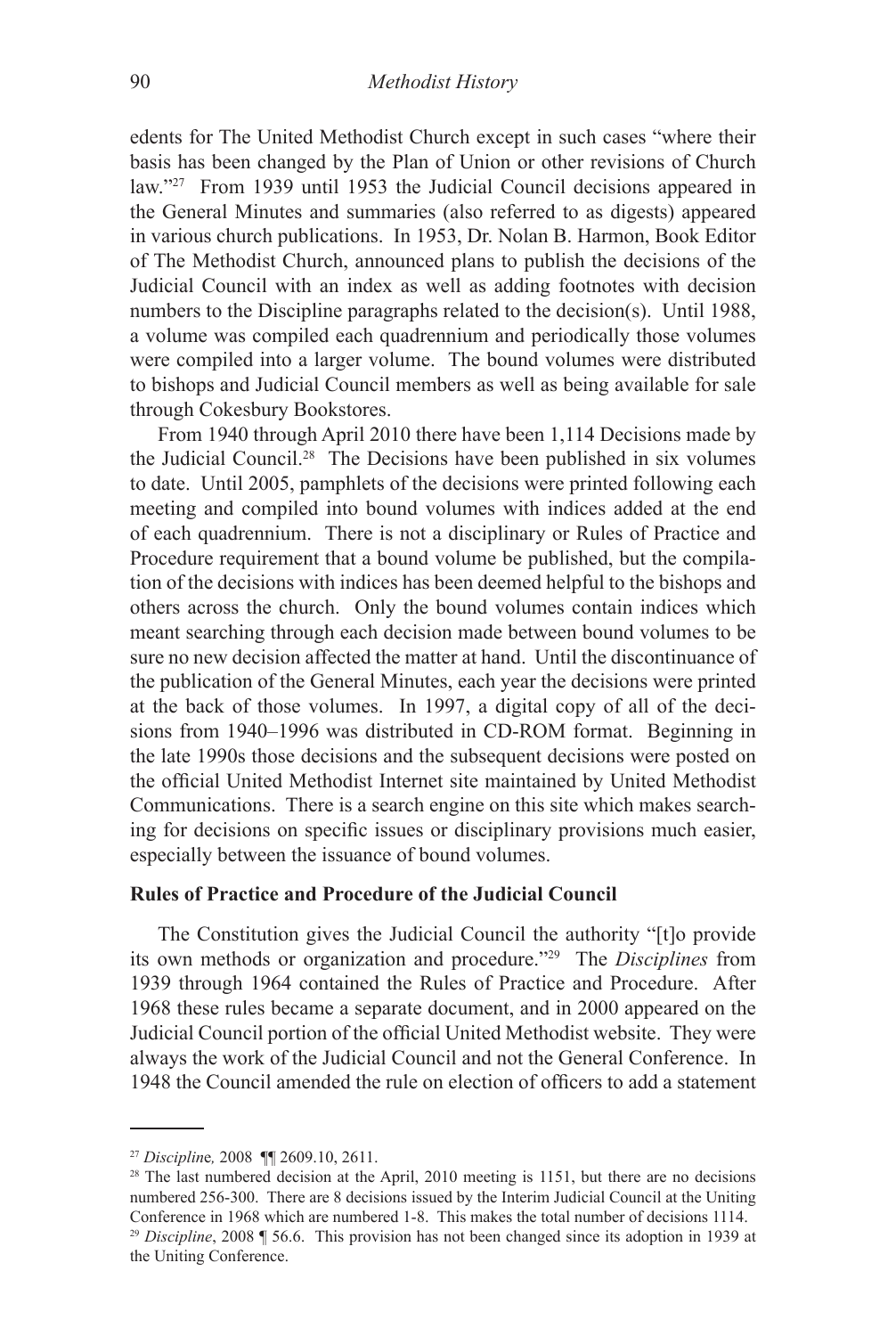edents for The United Methodist Church except in such cases "where their basis has been changed by the Plan of Union or other revisions of Church law."[27] From 1939 until 1953 the Judicial Council decisions appeared in the General Minutes and summaries (also referred to as digests) appeared in various church publications. In 1953, Dr. Nolan B. Harmon, Book Editor of The Methodist Church, announced plans to publish the decisions of the Judicial Council with an index as well as adding footnotes with decision numbers to the Discipline paragraphs related to the decision(s). Until 1988, a volume was compiled each quadrennium and periodically those volumes were compiled into a larger volume. The bound volumes were distributed to bishops and Judicial Council members as well as being available for sale through Cokesbury Bookstores.

From 1940 through April 2010 there have been 1,114 Decisions made by the Judicial Council.[28] The Decisions have been published in six volumes to date. Until 2005, pamphlets of the decisions were printed following each meeting and compiled into bound volumes with indices added at the end of each quadrennium. There is not a disciplinary or Rules of Practice and Procedure requirement that a bound volume be published, but the compilation of the decisions with indices has been deemed helpful to the bishops and others across the church. Only the bound volumes contain indices which meant searching through each decision made between bound volumes to be sure no new decision affected the matter at hand. Until the discontinuance of the publication of the General Minutes, each year the decisions were printed at the back of those volumes. In 1997, a digital copy of all of the decisions from 1940–1996 was distributed in CD-ROM format. Beginning in the late 1990s those decisions and the subsequent decisions were posted on the official United Methodist Internet site maintained by United Methodist Communications. There is a search engine on this site which makes searching for decisions on specific issues or disciplinary provisions much easier, especially between the issuance of bound volumes.

**Rules of Practice and Procedure of the Judicial Council**

The Constitution gives the Judicial Council the authority "[t]o provide its own methods or organization and procedure."[29] The *Disciplines* from 1939 through 1964 contained the Rules of Practice and Procedure. After 1968 these rules became a separate document, and in 2000 appeared on the Judicial Council portion of the official United Methodist website. They were always the work of the Judicial Council and not the General Conference. In 1948 the Council amended the rule on election of officers to add a statement

---

[27] *Discipline,* 2008 ¶¶ 2609.10, 2611.

[28] The last numbered decision at the April, 2010 meeting is 1151, but there are no decisions numbered 256-300. There are 8 decisions issued by the Interim Judicial Council at the Uniting Conference in 1968 which are numbered 1-8. This makes the total number of decisions 1114.

[29] *Discipline*, 2008 ¶ 56.6. This provision has not been changed since its adoption in 1939 at the Uniting Conference.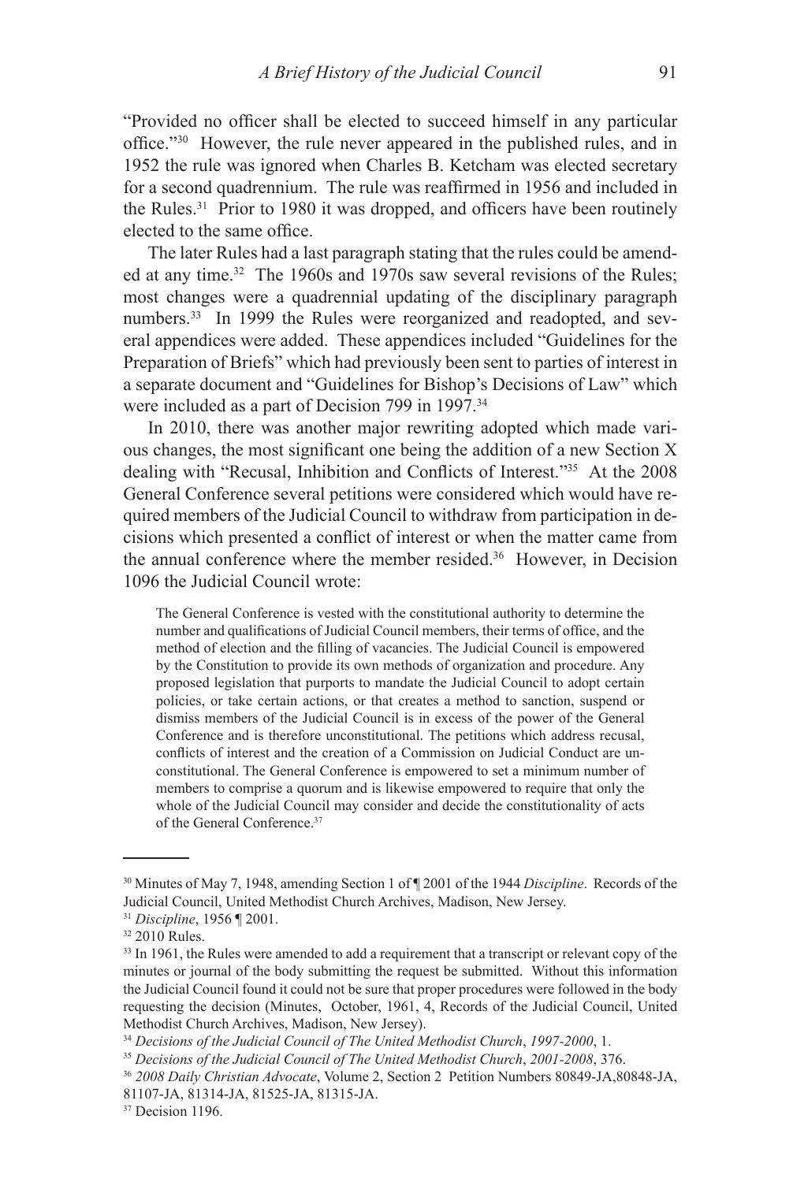"Provided no officer shall be elected to succeed himself in any particular office."[30] However, the rule never appeared in the published rules, and in 1952 the rule was ignored when Charles B. Ketcham was elected secretary for a second quadrennium. The rule was reaffirmed in 1956 and included in the Rules.[31] Prior to 1980 it was dropped, and officers have been routinely elected to the same office.

The later Rules had a last paragraph stating that the rules could be amended at any time.[32] The 1960s and 1970s saw several revisions of the Rules; most changes were a quadrennial updating of the disciplinary paragraph numbers.[33] In 1999 the Rules were reorganized and readopted, and several appendices were added. These appendices included "Guidelines for the Preparation of Briefs" which had previously been sent to parties of interest in a separate document and "Guidelines for Bishop's Decisions of Law" which were included as a part of Decision 799 in 1997.[34]

In 2010, there was another major rewriting adopted which made various changes, the most significant one being the addition of a new Section X dealing with "Recusal, Inhibition and Conflicts of Interest."[35] At the 2008 General Conference several petitions were considered which would have required members of the Judicial Council to withdraw from participation in decisions which presented a conflict of interest or when the matter came from the annual conference where the member resided.[36] However, in Decision 1096 the Judicial Council wrote:

> The General Conference is vested with the constitutional authority to determine the number and qualifications of Judicial Council members, their terms of office, and the method of election and the filling of vacancies. The Judicial Council is empowered by the Constitution to provide its own methods of organization and procedure. Any proposed legislation that purports to mandate the Judicial Council to adopt certain policies, or take certain actions, or that creates a method to sanction, suspend or dismiss members of the Judicial Council is in excess of the power of the General Conference and is therefore unconstitutional. The petitions which address recusal, conflicts of interest and the creation of a Commission on Judicial Conduct are unconstitutional. The General Conference is empowered to set a minimum number of members to comprise a quorum and is likewise empowered to require that only the whole of the Judicial Council may consider and decide the constitutionality of acts of the General Conference.[37]

---

[30] Minutes of May 7, 1948, amending Section 1 of ¶ 2001 of the 1944 *Discipline*. Records of the Judicial Council, United Methodist Church Archives, Madison, New Jersey.

[31] *Discipline*, 1956 ¶ 2001.

[32] 2010 Rules.

[33] In 1961, the Rules were amended to add a requirement that a transcript or relevant copy of the minutes or journal of the body submitting the request be submitted. Without this information the Judicial Council found it could not be sure that proper procedures were followed in the body requesting the decision (Minutes, October, 1961, 4, Records of the Judicial Council, United Methodist Church Archives, Madison, New Jersey).

[34] *Decisions of the Judicial Council of The United Methodist Church*, *1997-2000*, 1.

[35] *Decisions of the Judicial Council of The United Methodist Church*, *2001-2008*, 376.

[36] *2008 Daily Christian Advocate*, Volume 2, Section 2 Petition Numbers 80849-JA,80848-JA, 81107-JA, 81314-JA, 81525-JA, 81315-JA.

[37] Decision 1196.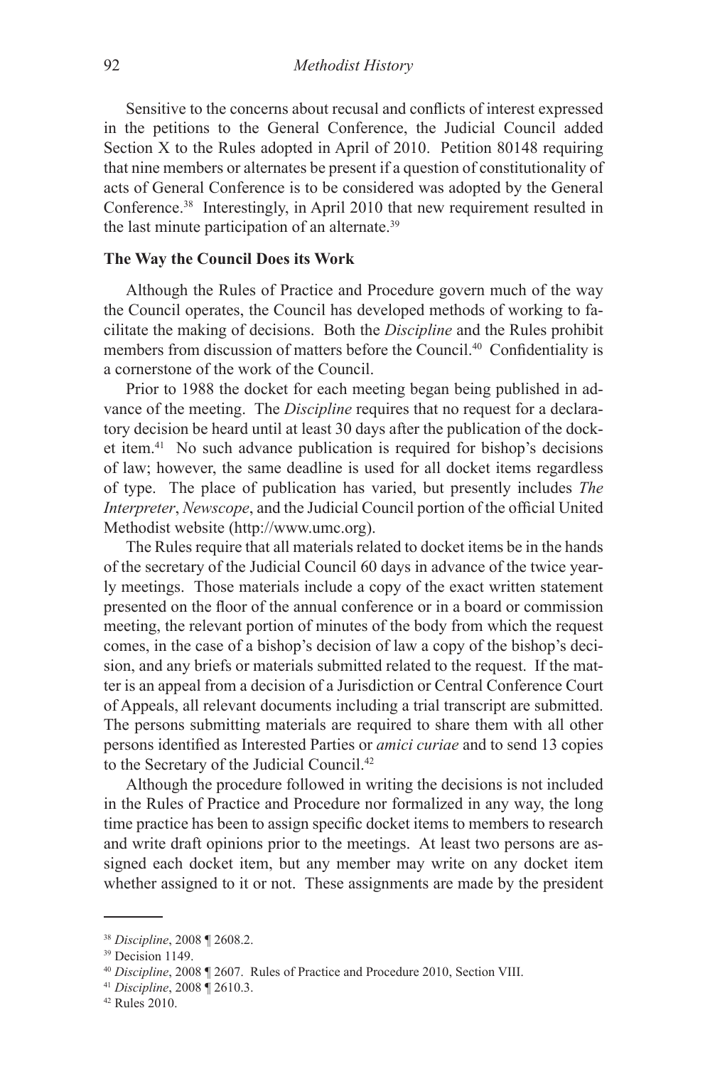Sensitive to the concerns about recusal and conflicts of interest expressed in the petitions to the General Conference, the Judicial Council added Section X to the Rules adopted in April of 2010. Petition 80148 requiring that nine members or alternates be present if a question of constitutionality of acts of General Conference is to be considered was adopted by the General Conference.[38] Interestingly, in April 2010 that new requirement resulted in the last minute participation of an alternate.[39]

**The Way the Council Does its Work**

Although the Rules of Practice and Procedure govern much of the way the Council operates, the Council has developed methods of working to facilitate the making of decisions. Both the *Discipline* and the Rules prohibit members from discussion of matters before the Council.[40] Confidentiality is a cornerstone of the work of the Council.

Prior to 1988 the docket for each meeting began being published in advance of the meeting. The *Discipline* requires that no request for a declaratory decision be heard until at least 30 days after the publication of the docket item.[41] No such advance publication is required for bishop's decisions of law; however, the same deadline is used for all docket items regardless of type. The place of publication has varied, but presently includes *The Interpreter*, *Newscope*, and the Judicial Council portion of the official United Methodist website (http://www.umc.org).

The Rules require that all materials related to docket items be in the hands of the secretary of the Judicial Council 60 days in advance of the twice yearly meetings. Those materials include a copy of the exact written statement presented on the floor of the annual conference or in a board or commission meeting, the relevant portion of minutes of the body from which the request comes, in the case of a bishop's decision of law a copy of the bishop's decision, and any briefs or materials submitted related to the request. If the matter is an appeal from a decision of a Jurisdiction or Central Conference Court of Appeals, all relevant documents including a trial transcript are submitted. The persons submitting materials are required to share them with all other persons identified as Interested Parties or *amici curiae* and to send 13 copies to the Secretary of the Judicial Council.[42]

Although the procedure followed in writing the decisions is not included in the Rules of Practice and Procedure nor formalized in any way, the long time practice has been to assign specific docket items to members to research and write draft opinions prior to the meetings. At least two persons are assigned each docket item, but any member may write on any docket item whether assigned to it or not. These assignments are made by the president

---

[38] *Discipline*, 2008 ¶ 2608.2.

[39] Decision 1149.

[40] *Discipline*, 2008 ¶ 2607. Rules of Practice and Procedure 2010, Section VIII.

[41] *Discipline*, 2008 ¶ 2610.3.

[42] Rules 2010.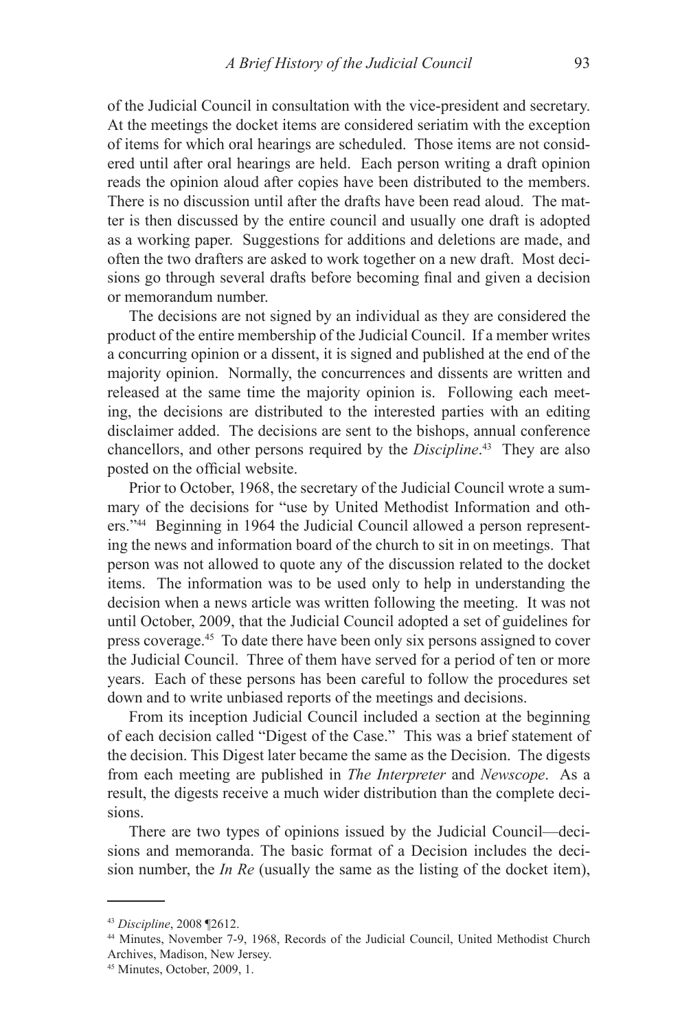of the Judicial Council in consultation with the vice-president and secretary. At the meetings the docket items are considered seriatim with the exception of items for which oral hearings are scheduled. Those items are not considered until after oral hearings are held. Each person writing a draft opinion reads the opinion aloud after copies have been distributed to the members. There is no discussion until after the drafts have been read aloud. The matter is then discussed by the entire council and usually one draft is adopted as a working paper. Suggestions for additions and deletions are made, and often the two drafters are asked to work together on a new draft. Most decisions go through several drafts before becoming final and given a decision or memorandum number.

The decisions are not signed by an individual as they are considered the product of the entire membership of the Judicial Council. If a member writes a concurring opinion or a dissent, it is signed and published at the end of the majority opinion. Normally, the concurrences and dissents are written and released at the same time the majority opinion is. Following each meeting, the decisions are distributed to the interested parties with an editing disclaimer added. The decisions are sent to the bishops, annual conference chancellors, and other persons required by the *Discipline*.[43] They are also posted on the official website.

Prior to October, 1968, the secretary of the Judicial Council wrote a summary of the decisions for "use by United Methodist Information and others."[44] Beginning in 1964 the Judicial Council allowed a person representing the news and information board of the church to sit in on meetings. That person was not allowed to quote any of the discussion related to the docket items. The information was to be used only to help in understanding the decision when a news article was written following the meeting. It was not until October, 2009, that the Judicial Council adopted a set of guidelines for press coverage.[45] To date there have been only six persons assigned to cover the Judicial Council. Three of them have served for a period of ten or more years. Each of these persons has been careful to follow the procedures set down and to write unbiased reports of the meetings and decisions.

From its inception Judicial Council included a section at the beginning of each decision called "Digest of the Case." This was a brief statement of the decision. This Digest later became the same as the Decision. The digests from each meeting are published in *The Interpreter* and *Newscope*. As a result, the digests receive a much wider distribution than the complete decisions.

There are two types of opinions issued by the Judicial Council—decisions and memoranda. The basic format of a Decision includes the decision number, the *In Re* (usually the same as the listing of the docket item),

---

[43] *Discipline*, 2008 ¶2612.

[44] Minutes, November 7-9, 1968, Records of the Judicial Council, United Methodist Church Archives, Madison, New Jersey.

[45] Minutes, October, 2009, 1.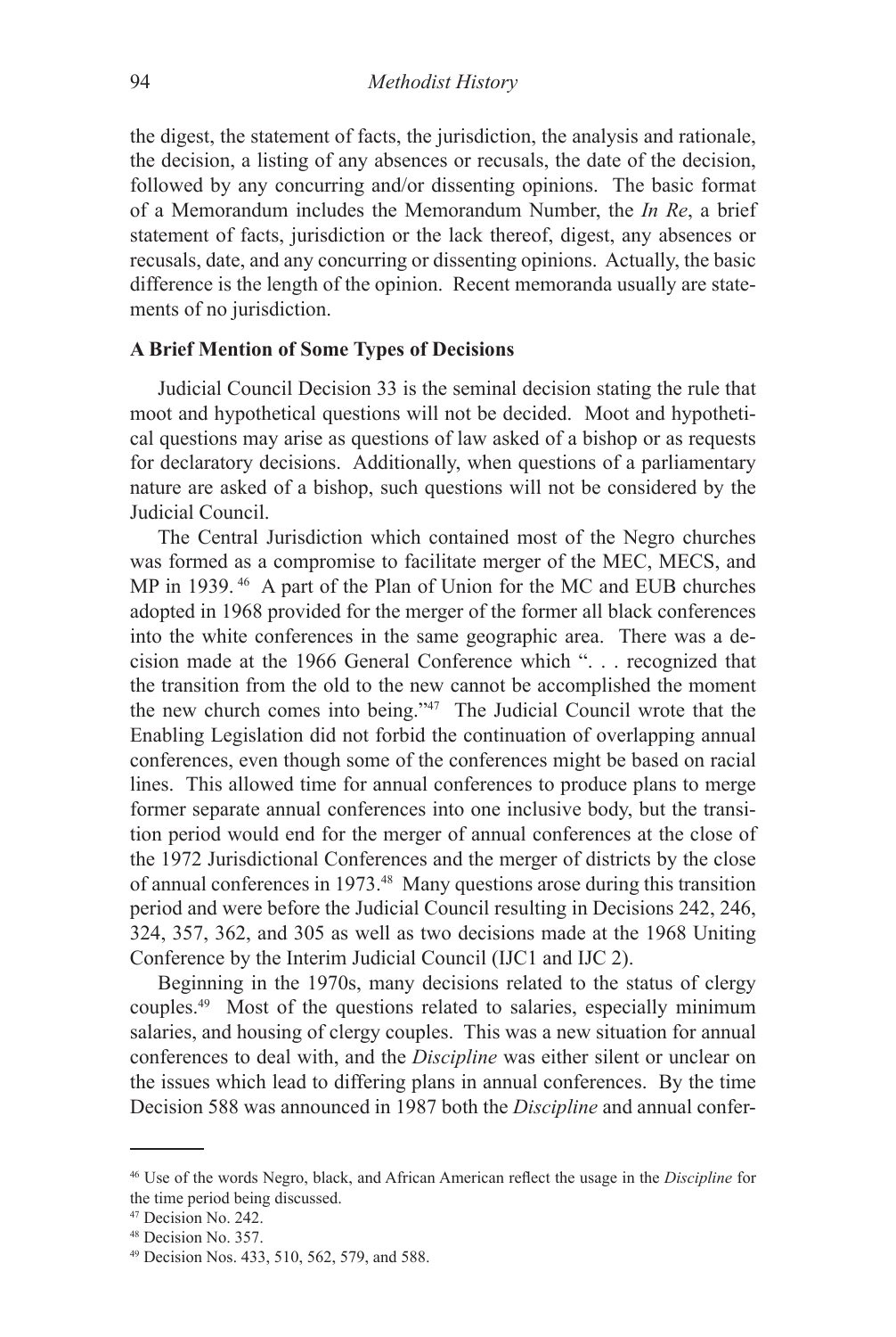the digest, the statement of facts, the jurisdiction, the analysis and rationale, the decision, a listing of any absences or recusals, the date of the decision, followed by any concurring and/or dissenting opinions. The basic format of a Memorandum includes the Memorandum Number, the *In Re*, a brief statement of facts, jurisdiction or the lack thereof, digest, any absences or recusals, date, and any concurring or dissenting opinions. Actually, the basic difference is the length of the opinion. Recent memoranda usually are statements of no jurisdiction.

### A Brief Mention of Some Types of Decisions

Judicial Council Decision 33 is the seminal decision stating the rule that moot and hypothetical questions will not be decided. Moot and hypothetical questions may arise as questions of law asked of a bishop or as requests for declaratory decisions. Additionally, when questions of a parliamentary nature are asked of a bishop, such questions will not be considered by the Judicial Council.

The Central Jurisdiction which contained most of the Negro churches was formed as a compromise to facilitate merger of the MEC, MECS, and MP in 1939.[46] A part of the Plan of Union for the MC and EUB churches adopted in 1968 provided for the merger of the former all black conferences into the white conferences in the same geographic area. There was a decision made at the 1966 General Conference which ". . . recognized that the transition from the old to the new cannot be accomplished the moment the new church comes into being."[47] The Judicial Council wrote that the Enabling Legislation did not forbid the continuation of overlapping annual conferences, even though some of the conferences might be based on racial lines. This allowed time for annual conferences to produce plans to merge former separate annual conferences into one inclusive body, but the transition period would end for the merger of annual conferences at the close of the 1972 Jurisdictional Conferences and the merger of districts by the close of annual conferences in 1973.[48] Many questions arose during this transition period and were before the Judicial Council resulting in Decisions 242, 246, 324, 357, 362, and 305 as well as two decisions made at the 1968 Uniting Conference by the Interim Judicial Council (IJC1 and IJC 2).

Beginning in the 1970s, many decisions related to the status of clergy couples.[49] Most of the questions related to salaries, especially minimum salaries, and housing of clergy couples. This was a new situation for annual conferences to deal with, and the *Discipline* was either silent or unclear on the issues which lead to differing plans in annual conferences. By the time Decision 588 was announced in 1987 both the *Discipline* and annual confer-

---

[46] Use of the words Negro, black, and African American reflect the usage in the *Discipline* for the time period being discussed.

[47] Decision No. 242.

[48] Decision No. 357.

[49] Decision Nos. 433, 510, 562, 579, and 588.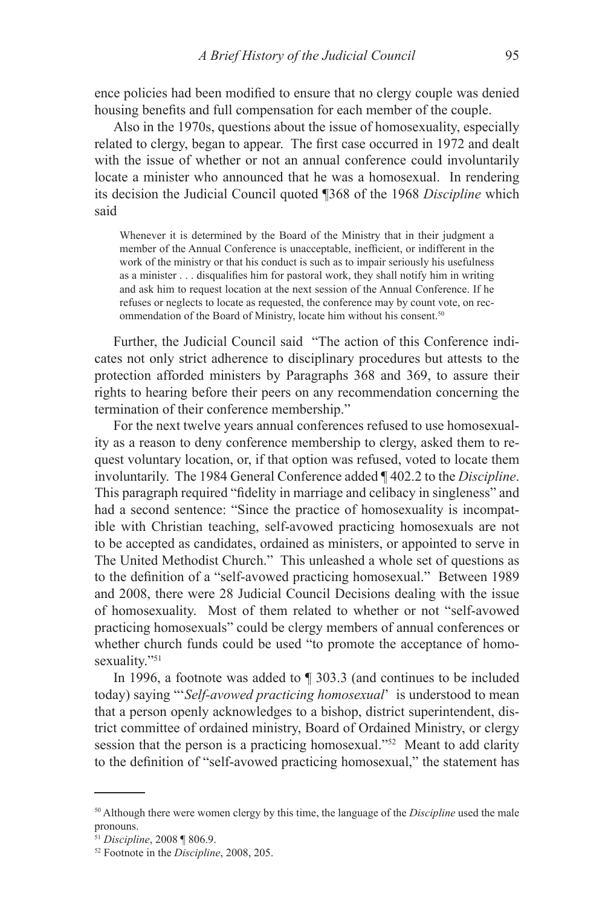ence policies had been modified to ensure that no clergy couple was denied housing benefits and full compensation for each member of the couple.

Also in the 1970s, questions about the issue of homosexuality, especially related to clergy, began to appear. The first case occurred in 1972 and dealt with the issue of whether or not an annual conference could involuntarily locate a minister who announced that he was a homosexual. In rendering its decision the Judicial Council quoted ¶368 of the 1968 *Discipline* which said

> Whenever it is determined by the Board of the Ministry that in their judgment a member of the Annual Conference is unacceptable, inefficient, or indifferent in the work of the ministry or that his conduct is such as to impair seriously his usefulness as a minister . . . disqualifies him for pastoral work, they shall notify him in writing and ask him to request location at the next session of the Annual Conference. If he refuses or neglects to locate as requested, the conference may by count vote, on recommendation of the Board of Ministry, locate him without his consent.[50]

Further, the Judicial Council said "The action of this Conference indicates not only strict adherence to disciplinary procedures but attests to the protection afforded ministers by Paragraphs 368 and 369, to assure their rights to hearing before their peers on any recommendation concerning the termination of their conference membership."

For the next twelve years annual conferences refused to use homosexuality as a reason to deny conference membership to clergy, asked them to request voluntary location, or, if that option was refused, voted to locate them involuntarily. The 1984 General Conference added ¶ 402.2 to the *Discipline*. This paragraph required "fidelity in marriage and celibacy in singleness" and had a second sentence: "Since the practice of homosexuality is incompatible with Christian teaching, self-avowed practicing homosexuals are not to be accepted as candidates, ordained as ministers, or appointed to serve in The United Methodist Church." This unleashed a whole set of questions as to the definition of a "self-avowed practicing homosexual." Between 1989 and 2008, there were 28 Judicial Council Decisions dealing with the issue of homosexuality. Most of them related to whether or not "self-avowed practicing homosexuals" could be clergy members of annual conferences or whether church funds could be used "to promote the acceptance of homosexuality."[51]

In 1996, a footnote was added to ¶ 303.3 (and continues to be included today) saying "'*Self-avowed practicing homosexual*' is understood to mean that a person openly acknowledges to a bishop, district superintendent, district committee of ordained ministry, Board of Ordained Ministry, or clergy session that the person is a practicing homosexual."[52] Meant to add clarity to the definition of "self-avowed practicing homosexual," the statement has

---

[50] Although there were women clergy by this time, the language of the *Discipline* used the male pronouns.

[51] *Discipline*, 2008 ¶ 806.9.

[52] Footnote in the *Discipline*, 2008, 205.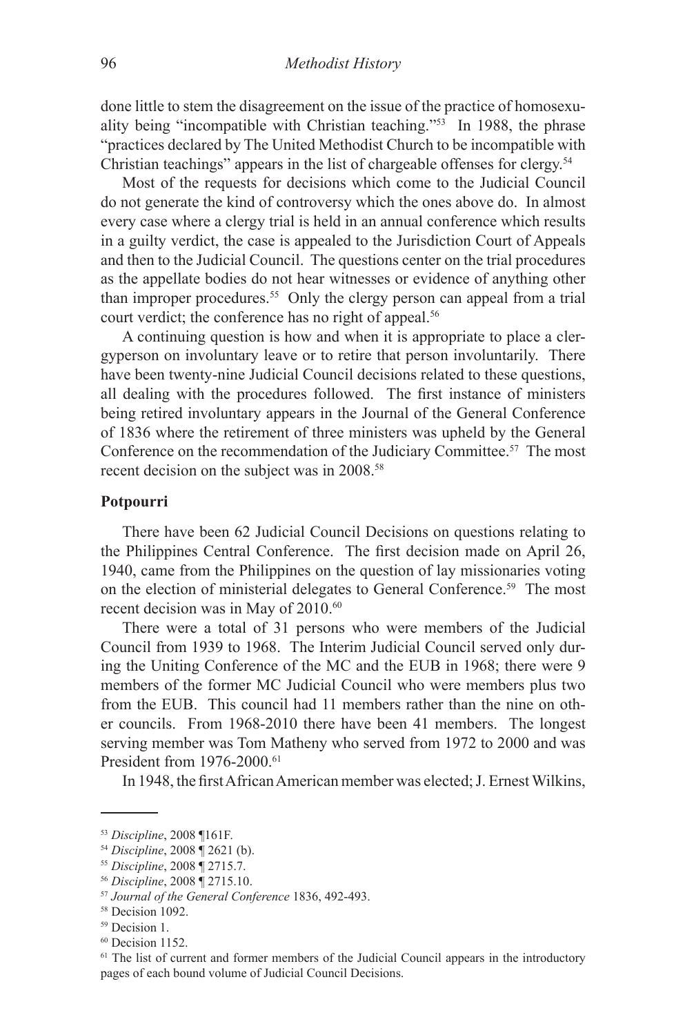done little to stem the disagreement on the issue of the practice of homosexuality being "incompatible with Christian teaching."[53] In 1988, the phrase "practices declared by The United Methodist Church to be incompatible with Christian teachings" appears in the list of chargeable offenses for clergy.[54]

Most of the requests for decisions which come to the Judicial Council do not generate the kind of controversy which the ones above do. In almost every case where a clergy trial is held in an annual conference which results in a guilty verdict, the case is appealed to the Jurisdiction Court of Appeals and then to the Judicial Council. The questions center on the trial procedures as the appellate bodies do not hear witnesses or evidence of anything other than improper procedures.[55] Only the clergy person can appeal from a trial court verdict; the conference has no right of appeal.[56]

A continuing question is how and when it is appropriate to place a clergyperson on involuntary leave or to retire that person involuntarily. There have been twenty-nine Judicial Council decisions related to these questions, all dealing with the procedures followed. The first instance of ministers being retired involuntary appears in the Journal of the General Conference of 1836 where the retirement of three ministers was upheld by the General Conference on the recommendation of the Judiciary Committee.[57] The most recent decision on the subject was in 2008.[58]

**Potpourri**

There have been 62 Judicial Council Decisions on questions relating to the Philippines Central Conference. The first decision made on April 26, 1940, came from the Philippines on the question of lay missionaries voting on the election of ministerial delegates to General Conference.[59] The most recent decision was in May of 2010.[60]

There were a total of 31 persons who were members of the Judicial Council from 1939 to 1968. The Interim Judicial Council served only during the Uniting Conference of the MC and the EUB in 1968; there were 9 members of the former MC Judicial Council who were members plus two from the EUB. This council had 11 members rather than the nine on other councils. From 1968-2010 there have been 41 members. The longest serving member was Tom Matheny who served from 1972 to 2000 and was President from 1976-2000.[61]

In 1948, the first African American member was elected; J. Ernest Wilkins,

---

[53] *Discipline*, 2008 ¶161F.

[54] *Discipline*, 2008 ¶ 2621 (b).

[55] *Discipline*, 2008 ¶ 2715.7.

[56] *Discipline*, 2008 ¶ 2715.10.

[57] *Journal of the General Conference* 1836, 492-493.

[58] Decision 1092.

[59] Decision 1.

[60] Decision 1152.

[61] The list of current and former members of the Judicial Council appears in the introductory pages of each bound volume of Judicial Council Decisions.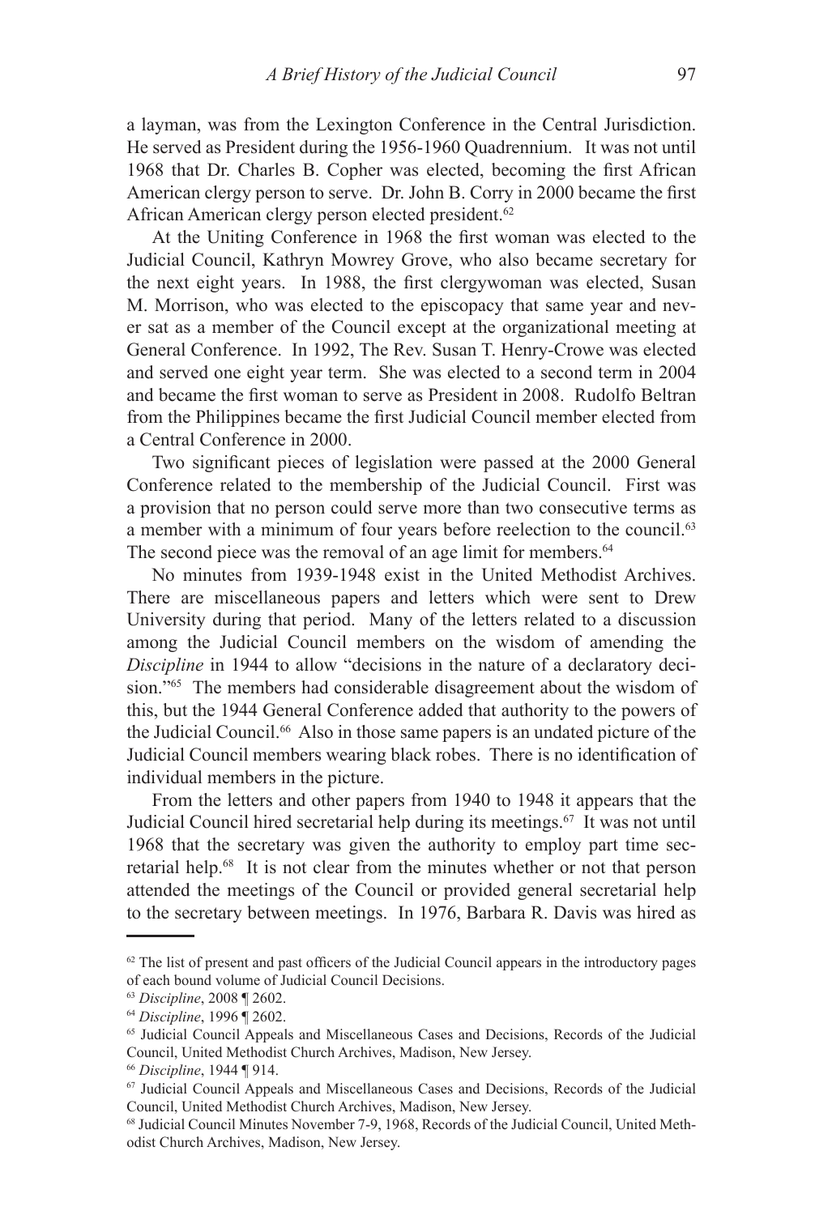a layman, was from the Lexington Conference in the Central Jurisdiction. He served as President during the 1956-1960 Quadrennium. It was not until 1968 that Dr. Charles B. Copher was elected, becoming the first African American clergy person to serve. Dr. John B. Corry in 2000 became the first African American clergy person elected president.[62]

At the Uniting Conference in 1968 the first woman was elected to the Judicial Council, Kathryn Mowrey Grove, who also became secretary for the next eight years. In 1988, the first clergywoman was elected, Susan M. Morrison, who was elected to the episcopacy that same year and never sat as a member of the Council except at the organizational meeting at General Conference. In 1992, The Rev. Susan T. Henry-Crowe was elected and served one eight year term. She was elected to a second term in 2004 and became the first woman to serve as President in 2008. Rudolfo Beltran from the Philippines became the first Judicial Council member elected from a Central Conference in 2000.

Two significant pieces of legislation were passed at the 2000 General Conference related to the membership of the Judicial Council. First was a provision that no person could serve more than two consecutive terms as a member with a minimum of four years before reelection to the council.[63] The second piece was the removal of an age limit for members.[64]

No minutes from 1939-1948 exist in the United Methodist Archives. There are miscellaneous papers and letters which were sent to Drew University during that period. Many of the letters related to a discussion among the Judicial Council members on the wisdom of amending the *Discipline* in 1944 to allow "decisions in the nature of a declaratory decision."[65] The members had considerable disagreement about the wisdom of this, but the 1944 General Conference added that authority to the powers of the Judicial Council.[66] Also in those same papers is an undated picture of the Judicial Council members wearing black robes. There is no identification of individual members in the picture.

From the letters and other papers from 1940 to 1948 it appears that the Judicial Council hired secretarial help during its meetings.[67] It was not until 1968 that the secretary was given the authority to employ part time secretarial help.[68] It is not clear from the minutes whether or not that person attended the meetings of the Council or provided general secretarial help to the secretary between meetings. In 1976, Barbara R. Davis was hired as

---

[62] The list of present and past officers of the Judicial Council appears in the introductory pages of each bound volume of Judicial Council Decisions.

[63] *Discipline*, 2008 ¶ 2602.

[64] *Discipline*, 1996 ¶ 2602.

[65] Judicial Council Appeals and Miscellaneous Cases and Decisions, Records of the Judicial Council, United Methodist Church Archives, Madison, New Jersey.

[66] *Discipline*, 1944 ¶ 914.

[67] Judicial Council Appeals and Miscellaneous Cases and Decisions, Records of the Judicial Council, United Methodist Church Archives, Madison, New Jersey.

[68] Judicial Council Minutes November 7-9, 1968, Records of the Judicial Council, United Methodist Church Archives, Madison, New Jersey.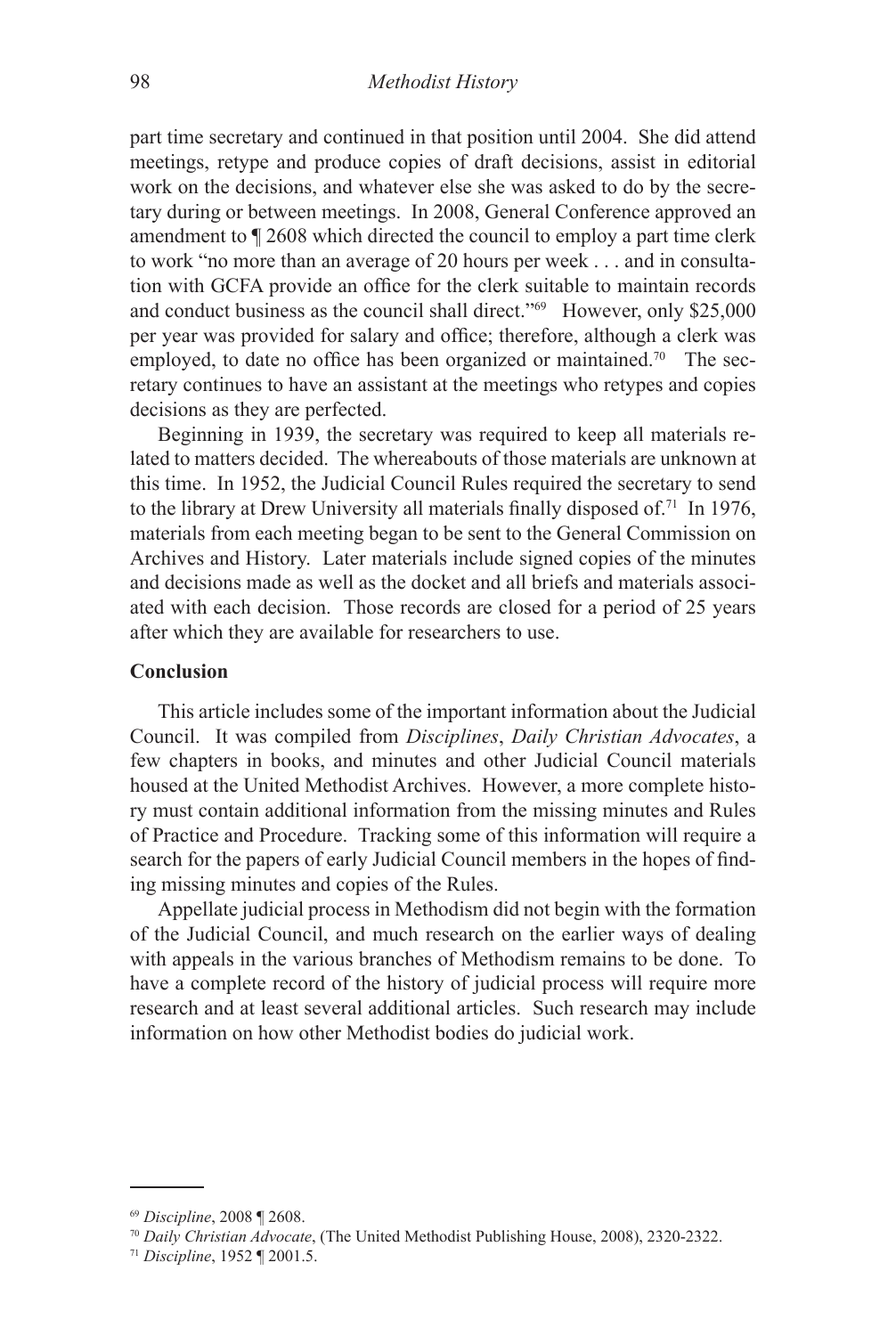part time secretary and continued in that position until 2004. She did attend meetings, retype and produce copies of draft decisions, assist in editorial work on the decisions, and whatever else she was asked to do by the secretary during or between meetings. In 2008, General Conference approved an amendment to ¶ 2608 which directed the council to employ a part time clerk to work "no more than an average of 20 hours per week . . . and in consultation with GCFA provide an office for the clerk suitable to maintain records and conduct business as the council shall direct."[69] However, only $25,000 per year was provided for salary and office; therefore, although a clerk was employed, to date no office has been organized or maintained.[70] The secretary continues to have an assistant at the meetings who retypes and copies decisions as they are perfected.

Beginning in 1939, the secretary was required to keep all materials related to matters decided. The whereabouts of those materials are unknown at this time. In 1952, the Judicial Council Rules required the secretary to send to the library at Drew University all materials finally disposed of.[71] In 1976, materials from each meeting began to be sent to the General Commission on Archives and History. Later materials include signed copies of the minutes and decisions made as well as the docket and all briefs and materials associated with each decision. Those records are closed for a period of 25 years after which they are available for researchers to use.

**Conclusion**

This article includes some of the important information about the Judicial Council. It was compiled from *Disciplines*, *Daily Christian Advocates*, a few chapters in books, and minutes and other Judicial Council materials housed at the United Methodist Archives. However, a more complete history must contain additional information from the missing minutes and Rules of Practice and Procedure. Tracking some of this information will require a search for the papers of early Judicial Council members in the hopes of finding missing minutes and copies of the Rules.

Appellate judicial process in Methodism did not begin with the formation of the Judicial Council, and much research on the earlier ways of dealing with appeals in the various branches of Methodism remains to be done. To have a complete record of the history of judicial process will require more research and at least several additional articles. Such research may include information on how other Methodist bodies do judicial work.

---

[69] *Discipline*, 2008 ¶ 2608.

[70] *Daily Christian Advocate*, (The United Methodist Publishing House, 2008), 2320-2322.

[71] *Discipline*, 1952 ¶ 2001.5.